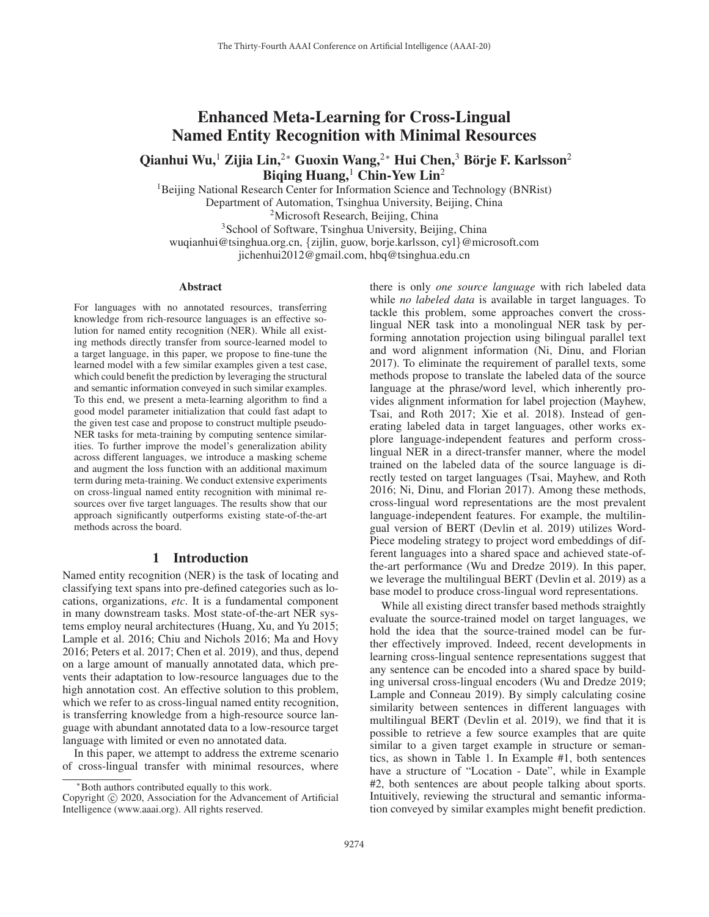# Enhanced Meta-Learning for Cross-Lingual Named Entity Recognition with Minimal Resources

**Qianhui Wu,[1] Zijia Lin,[2*] Guoxin Wang,[2*] Hui Chen,[3] Börje F. Karlsson[2] Biqing Huang,[1] Chin-Yew Lin[2]**

[1]Beijing National Research Center for Information Science and Technology (BNRist)
Department of Automation, Tsinghua University, Beijing, China
[2]Microsoft Research, Beijing, China
[3]School of Software, Tsinghua University, Beijing, China
wuqianhui@tsinghua.org.cn, {zijlin, guow, borje.karlsson, cyl}@microsoft.com
jichenhui2012@gmail.com, hbq@tsinghua.edu.cn

## Abstract

For languages with no annotated resources, transferring knowledge from rich-resource languages is an effective solution for named entity recognition (NER). While all existing methods directly transfer from source-learned model to a target language, in this paper, we propose to fine-tune the learned model with a few similar examples given a test case, which could benefit the prediction by leveraging the structural and semantic information conveyed in such similar examples. To this end, we present a meta-learning algorithm to find a good model parameter initialization that could fast adapt to the given test case and propose to construct multiple pseudo-NER tasks for meta-training by computing sentence similarities. To further improve the model's generalization ability across different languages, we introduce a masking scheme and augment the loss function with an additional maximum term during meta-training. We conduct extensive experiments on cross-lingual named entity recognition with minimal resources over five target languages. The results show that our approach significantly outperforms existing state-of-the-art methods across the board.

## 1 Introduction

Named entity recognition (NER) is the task of locating and classifying text spans into pre-defined categories such as locations, organizations, *etc*. It is a fundamental component in many downstream tasks. Most state-of-the-art NER systems employ neural architectures (Huang, Xu, and Yu 2015; Lample et al. 2016; Chiu and Nichols 2016; Ma and Hovy 2016; Peters et al. 2017; Chen et al. 2019), and thus, depend on a large amount of manually annotated data, which prevents their adaptation to low-resource languages due to the high annotation cost. An effective solution to this problem, which we refer to as cross-lingual named entity recognition, is transferring knowledge from a high-resource source language with abundant annotated data to a low-resource target language with limited or even no annotated data.

In this paper, we attempt to address the extreme scenario of cross-lingual transfer with minimal resources, where there is only *one source language* with rich labeled data while *no labeled data* is available in target languages. To tackle this problem, some approaches convert the cross-lingual NER task into a monolingual NER task by performing annotation projection using bilingual parallel text and word alignment information (Ni, Dinu, and Florian 2017). To eliminate the requirement of parallel texts, some methods propose to translate the labeled data of the source language at the phrase/word level, which inherently provides alignment information for label projection (Mayhew, Tsai, and Roth 2017; Xie et al. 2018). Instead of generating labeled data in target languages, other works explore language-independent features and perform cross-lingual NER in a direct-transfer manner, where the model trained on the labeled data of the source language is directly tested on target languages (Tsai, Mayhew, and Roth 2016; Ni, Dinu, and Florian 2017). Among these methods, cross-lingual word representations are the most prevalent language-independent features. For example, the multilingual version of BERT (Devlin et al. 2019) utilizes WordPiece modeling strategy to project word embeddings of different languages into a shared space and achieved state-of-the-art performance (Wu and Dredze 2019). In this paper, we leverage the multilingual BERT (Devlin et al. 2019) as a base model to produce cross-lingual word representations.

While all existing direct transfer based methods straightly evaluate the source-trained model on target languages, we hold the idea that the source-trained model can be further effectively improved. Indeed, recent developments in learning cross-lingual sentence representations suggest that any sentence can be encoded into a shared space by building universal cross-lingual encoders (Wu and Dredze 2019; Lample and Conneau 2019). By simply calculating cosine similarity between sentences in different languages with multilingual BERT (Devlin et al. 2019), we find that it is possible to retrieve a few source examples that are quite similar to a given target example in structure or semantics, as shown in Table 1. In Example #1, both sentences have a structure of "Location - Date", while in Example #2, both sentences are about people talking about sports. Intuitively, reviewing the structural and semantic information conveyed by similar examples might benefit prediction.

*Both authors contributed equally to this work.
Copyright © 2020, Association for the Advancement of Artificial Intelligence (www.aaai.org). All rights reserved.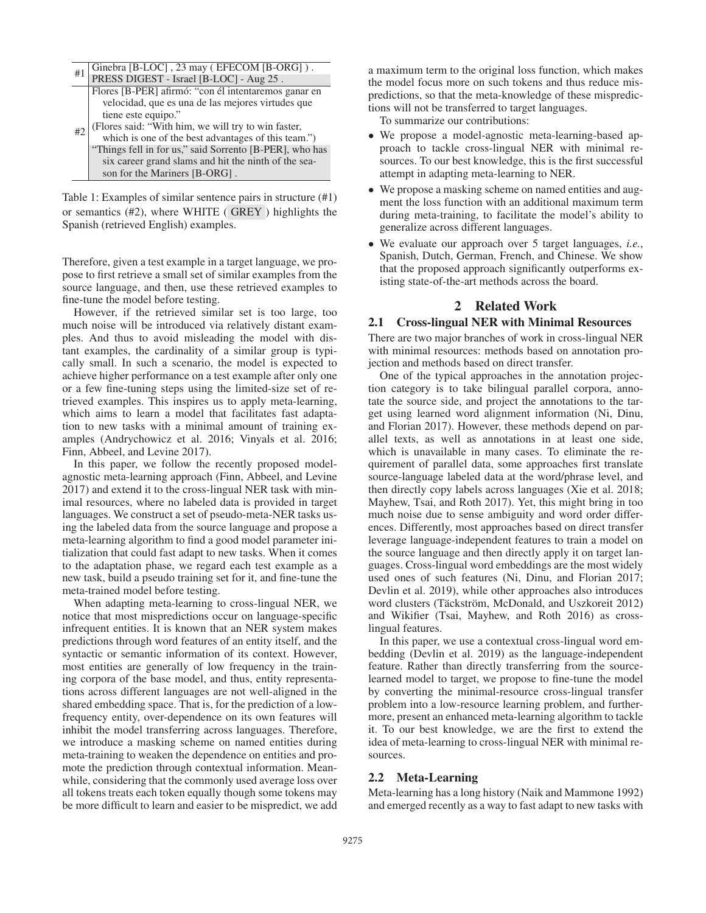| # | Example |
|---|---|
| #1 | Ginebra [B-LOC] , 23 may ( EFECOM [B-ORG] ) . |
| | PRESS DIGEST - Israel [B-LOC] - Aug 25 . |
| #2 | Flores [B-PER] afirmó: "con él intentaremos ganar en velocidad, que es una de las mejores virtudes que tiene este equipo." (Flores said: "With him, we will try to win faster, which is one of the best advantages of this team.") |
| | "Things fell in for us," said Sorrento [B-PER], who has six career grand slams and hit the ninth of the season for the Mariners [B-ORG] . |

Table 1: Examples of similar sentence pairs in structure (#1) or semantics (#2), where WHITE ( GREY ) highlights the Spanish (retrieved English) examples.

Therefore, given a test example in a target language, we propose to first retrieve a small set of similar examples from the source language, and then, use these retrieved examples to fine-tune the model before testing.

However, if the retrieved similar set is too large, too much noise will be introduced via relatively distant examples. And thus to avoid misleading the model with distant examples, the cardinality of a similar group is typically small. In such a scenario, the model is expected to achieve higher performance on a test example after only one or a few fine-tuning steps using the limited-size set of retrieved examples. This inspires us to apply meta-learning, which aims to learn a model that facilitates fast adaptation to new tasks with a minimal amount of training examples (Andrychowicz et al. 2016; Vinyals et al. 2016; Finn, Abbeel, and Levine 2017).

In this paper, we follow the recently proposed model-agnostic meta-learning approach (Finn, Abbeel, and Levine 2017) and extend it to the cross-lingual NER task with minimal resources, where no labeled data is provided in target languages. We construct a set of pseudo-meta-NER tasks using the labeled data from the source language and propose a meta-learning algorithm to find a good model parameter initialization that could fast adapt to new tasks. When it comes to the adaptation phase, we regard each test example as a new task, build a pseudo training set for it, and fine-tune the meta-trained model before testing.

When adapting meta-learning to cross-lingual NER, we notice that most mispredictions occur on language-specific infrequent entities. It is known that an NER system makes predictions through word features of an entity itself, and the syntactic or semantic information of its context. However, most entities are generally of low frequency in the training corpora of the base model, and thus, entity representations across different languages are not well-aligned in the shared embedding space. That is, for the prediction of a low-frequency entity, over-dependence on its own features will inhibit the model transferring across languages. Therefore, we introduce a masking scheme on named entities during meta-training to weaken the dependence on entities and promote the prediction through contextual information. Meanwhile, considering that the commonly used average loss over all tokens treats each token equally though some tokens may be more difficult to learn and easier to be mispredict, we add a maximum term to the original loss function, which makes the model focus more on such tokens and thus reduce mispredictions, so that the meta-knowledge of these mispredictions will not be transferred to target languages.

To summarize our contributions:

- We propose a model-agnostic meta-learning-based approach to tackle cross-lingual NER with minimal resources. To our best knowledge, this is the first successful attempt in adapting meta-learning to NER.
- We propose a masking scheme on named entities and augment the loss function with an additional maximum term during meta-training, to facilitate the model's ability to generalize across different languages.
- We evaluate our approach over 5 target languages, *i.e.*, Spanish, Dutch, German, French, and Chinese. We show that the proposed approach significantly outperforms existing state-of-the-art methods across the board.

## 2 Related Work

### 2.1 Cross-lingual NER with Minimal Resources

There are two major branches of work in cross-lingual NER with minimal resources: methods based on annotation projection and methods based on direct transfer.

One of the typical approaches in the annotation projection category is to take bilingual parallel corpora, annotate the source side, and project the annotations to the target using learned word alignment information (Ni, Dinu, and Florian 2017). However, these methods depend on parallel texts, as well as annotations in at least one side, which is unavailable in many cases. To eliminate the requirement of parallel data, some approaches first translate source-language labeled data at the word/phrase level, and then directly copy labels across languages (Xie et al. 2018; Mayhew, Tsai, and Roth 2017). Yet, this might bring in too much noise due to sense ambiguity and word order differences. Differently, most approaches based on direct transfer leverage language-independent features to train a model on the source language and then directly apply it on target languages. Cross-lingual word embeddings are the most widely used ones of such features (Ni, Dinu, and Florian 2017; Devlin et al. 2019), while other approaches also introduces word clusters (Täckström, McDonald, and Uszkoreit 2012) and Wikifier (Tsai, Mayhew, and Roth 2016) as cross-lingual features.

In this paper, we use a contextual cross-lingual word embedding (Devlin et al. 2019) as the language-independent feature. Rather than directly transferring from the source-learned model to target, we propose to fine-tune the model by converting the minimal-resource cross-lingual transfer problem into a low-resource learning problem, and furthermore, present an enhanced meta-learning algorithm to tackle it. To our best knowledge, we are the first to extend the idea of meta-learning to cross-lingual NER with minimal resources.

### 2.2 Meta-Learning

Meta-learning has a long history (Naik and Mammone 1992) and emerged recently as a way to fast adapt to new tasks with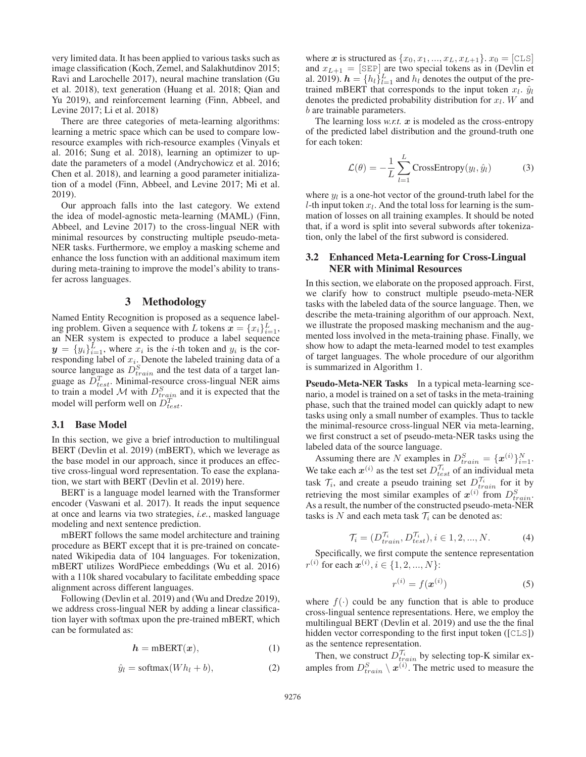very limited data. It has been applied to various tasks such as image classification (Koch, Zemel, and Salakhutdinov 2015; Ravi and Larochelle 2017), neural machine translation (Gu et al. 2018), text generation (Huang et al. 2018; Qian and Yu 2019), and reinforcement learning (Finn, Abbeel, and Levine 2017; Li et al. 2018)

There are three categories of meta-learning algorithms: learning a metric space which can be used to compare low-resource examples with rich-resource examples (Vinyals et al. 2016; Sung et al. 2018), learning an optimizer to update the parameters of a model (Andrychowicz et al. 2016; Chen et al. 2018), and learning a good parameter initialization of a model (Finn, Abbeel, and Levine 2017; Mi et al. 2019).

Our approach falls into the last category. We extend the idea of model-agnostic meta-learning (MAML) (Finn, Abbeel, and Levine 2017) to the cross-lingual NER with minimal resources by constructing multiple pseudo-meta-NER tasks. Furthermore, we employ a masking scheme and enhance the loss function with an additional maximum item during meta-training to improve the model's ability to transfer across languages.

## 3 Methodology

Named Entity Recognition is proposed as a sequence labeling problem. Given a sequence with $L$ tokens $\boldsymbol{x} = \{x_i\}_{i=1}^{L}$, an NER system is expected to produce a label sequence $\boldsymbol{y} = \{y_i\}_{i=1}^{L}$, where $x_i$ is the $i$-th token and $y_i$ is the corresponding label of $x_i$. Denote the labeled training data of a source language as $D_{train}^{S}$ and the test data of a target language as $D_{test}^{T}$. Minimal-resource cross-lingual NER aims to train a model $\mathcal{M}$ with $D_{train}^{S}$ and it is expected that the model will perform well on $D_{test}^{T}$.

### 3.1 Base Model

In this section, we give a brief introduction to multilingual BERT (Devlin et al. 2019) (mBERT), which we leverage as the base model in our approach, since it produces an effective cross-lingual word representation. To ease the explanation, we start with BERT (Devlin et al. 2019) here.

BERT is a language model learned with the Transformer encoder (Vaswani et al. 2017). It reads the input sequence at once and learns via two strategies, *i.e.*, masked language modeling and next sentence prediction.

mBERT follows the same model architecture and training procedure as BERT except that it is pre-trained on concatenated Wikipedia data of 104 languages. For tokenization, mBERT utilizes WordPiece embeddings (Wu et al. 2016) with a 110k shared vocabulary to facilitate embedding space alignment across different languages.

Following (Devlin et al. 2019) and (Wu and Dredze 2019), we address cross-lingual NER by adding a linear classification layer with softmax upon the pre-trained mBERT, which can be formulated as:

$$\boldsymbol{h} = \text{mBERT}(\boldsymbol{x}), \tag{1}$$

$$\hat{y}_l = \text{softmax}(W h_l + b), \tag{2}$$

where $\boldsymbol{x}$ is structured as $\{x_0, x_1, ..., x_L, x_{L+1}\}$. $x_0 =$ [CLS] and $x_{L+1} =$ [SEP] are two special tokens as in (Devlin et al. 2019). $\boldsymbol{h} = \{h_l\}_{l=1}^{L}$ and $h_l$ denotes the output of the pre-trained mBERT that corresponds to the input token $x_l$. $\hat{y}_l$ denotes the predicted probability distribution for $x_l$. $W$ and $b$ are trainable parameters.

The learning loss *w.r.t.* $\boldsymbol{x}$ is modeled as the cross-entropy of the predicted label distribution and the ground-truth one for each token:

$$\mathcal{L}(\theta) = -\frac{1}{L}\sum_{l=1}^{L} \text{CrossEntropy}(y_l, \hat{y}_l) \tag{3}$$

where $y_l$ is a one-hot vector of the ground-truth label for the $l$-th input token $x_l$. And the total loss for learning is the summation of losses on all training examples. It should be noted that, if a word is split into several subwords after tokenization, only the label of the first subword is considered.

### 3.2 Enhanced Meta-Learning for Cross-Lingual NER with Minimal Resources

In this section, we elaborate on the proposed approach. First, we clarify how to construct multiple pseudo-meta-NER tasks with the labeled data of the source language. Then, we describe the meta-training algorithm of our approach. Next, we illustrate the proposed masking mechanism and the augmented loss involved in the meta-training phase. Finally, we show how to adapt the meta-learned model to test examples of target languages. The whole procedure of our algorithm is summarized in Algorithm 1.

**Pseudo-Meta-NER Tasks** In a typical meta-learning scenario, a model is trained on a set of tasks in the meta-training phase, such that the trained model can quickly adapt to new tasks using only a small number of examples. Thus to tackle the minimal-resource cross-lingual NER via meta-learning, we first construct a set of pseudo-meta-NER tasks using the labeled data of the source language.

Assuming there are $N$ examples in $D_{train}^{S} = \{\boldsymbol{x}^{(i)}\}_{i=1}^{N}$. We take each $\boldsymbol{x}^{(i)}$ as the test set $D_{test}^{\mathcal{T}_i}$ of an individual meta task $\mathcal{T}_i$, and create a pseudo training set $D_{train}^{\mathcal{T}_i}$ for it by retrieving the most similar examples of $\boldsymbol{x}^{(i)}$ from $D_{train}^{S}$. As a result, the number of the constructed pseudo-meta-NER tasks is $N$ and each meta task $\mathcal{T}_i$ can be denoted as:

$$\mathcal{T}_i = (D_{train}^{\mathcal{T}_i}, D_{test}^{\mathcal{T}_i}), i \in 1, 2, ..., N. \tag{4}$$

Specifically, we first compute the sentence representation $r^{(i)}$ for each $\boldsymbol{x}^{(i)}, i \in \{1, 2, ..., N\}$:

$$r^{(i)} = f(\boldsymbol{x}^{(i)}) \tag{5}$$

where $f(\cdot)$ could be any function that is able to produce cross-lingual sentence representations. Here, we employ the multilingual BERT (Devlin et al. 2019) and use the the final hidden vector corresponding to the first input token ([CLS]) as the sentence representation.

Then, we construct $D_{train}^{\mathcal{T}_i}$ by selecting top-K similar examples from $D_{train}^{S} \setminus \boldsymbol{x}^{(i)}$. The metric used to measure the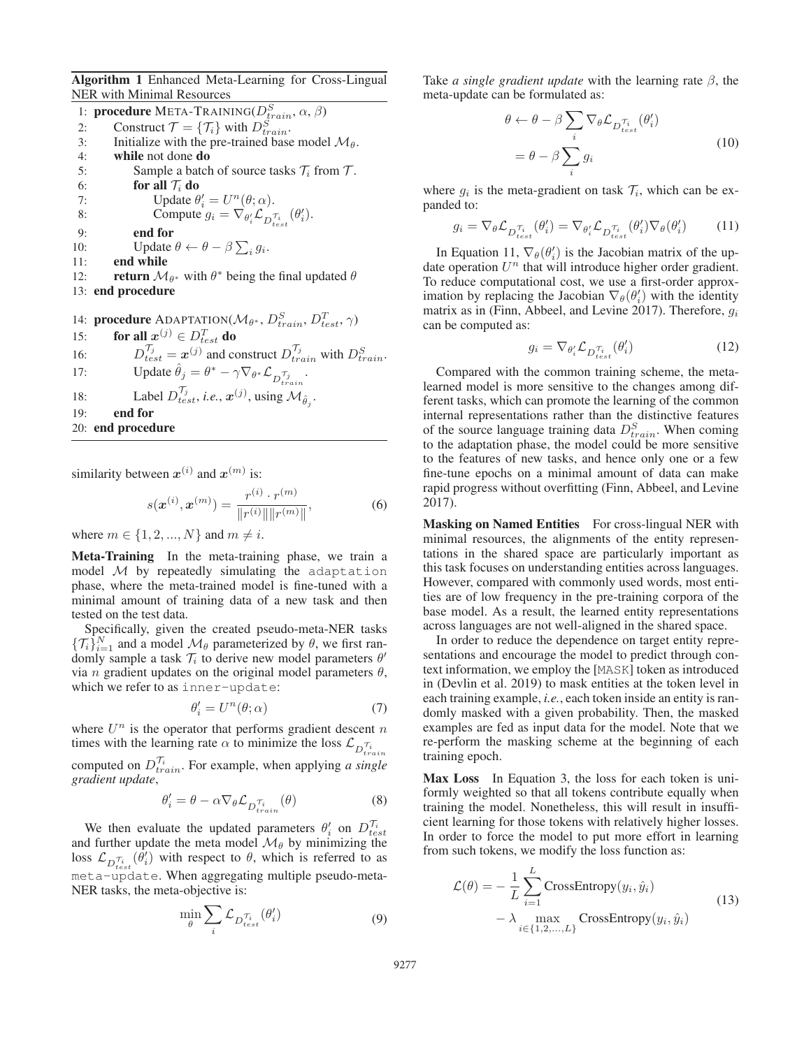**Algorithm 1** Enhanced Meta-Learning for Cross-Lingual NER with Minimal Resources

```
1:  procedure META-TRAINING(D^S_train, α, β)
2:      Construct T = {T_i} with D^S_train.
3:      Initialize with the pre-trained base model M_θ.
4:      while not done do
5:          Sample a batch of source tasks T_i from T.
6:          for all T_i do
7:              Update θ'_i = U^n(θ; α).
8:              Compute g_i = ∇_{θ'_i} L_{D^{T_i}_test}(θ'_i).
9:          end for
10:         Update θ ← θ − β Σ_i g_i.
11:     end while
12:     return M_{θ*} with θ* being the final updated θ
13: end procedure

14: procedure ADAPTATION(M_{θ*}, D^S_train, D^T_test, γ)
15:     for all x^(j) ∈ D^T_test do
16:         D^{T_j}_test = x^(j) and construct D^{T_j}_train with D^S_train.
17:         Update θ̂_j = θ* − γ ∇_{θ*} L_{D^{T_j}_train}.
18:         Label D^{T_j}_test, i.e., x^(j), using M_{θ̂_j}.
19:     end for
20: end procedure
```

similarity between $\boldsymbol{x}^{(i)}$ and $\boldsymbol{x}^{(m)}$ is:

$$s(\boldsymbol{x}^{(i)}, \boldsymbol{x}^{(m)}) = \frac{r^{(i)} \cdot r^{(m)}}{\|r^{(i)}\|\|r^{(m)}\|}, \tag{6}$$

where $m \in \{1, 2, ..., N\}$ and $m \neq i$.

**Meta-Training** In the meta-training phase, we train a model $\mathcal{M}$ by repeatedly simulating the `adaptation` phase, where the meta-trained model is fine-tuned with a minimal amount of training data of a new task and then tested on the test data.

Specifically, given the created pseudo-meta-NER tasks $\{\mathcal{T}_i\}_{i=1}^N$ and a model $\mathcal{M}_\theta$ parameterized by $\theta$, we first randomly sample a task $\mathcal{T}_i$ to derive new model parameters $\theta'$ via $n$ gradient updates on the original model parameters $\theta$, which we refer to as `inner-update`:

$$\theta'_i = U^n(\theta; \alpha) \tag{7}$$

where $U^n$ is the operator that performs gradient descent $n$ times with the learning rate $\alpha$ to minimize the loss $\mathcal{L}_{D^{\mathcal{T}_i}_{train}}$ computed on $D^{\mathcal{T}_i}_{train}$. For example, when applying *a single gradient update*,

$$\theta'_i = \theta - \alpha \nabla_\theta \mathcal{L}_{D^{\mathcal{T}_i}_{train}}(\theta) \tag{8}$$

We then evaluate the updated parameters $\theta'_i$ on $D^{\mathcal{T}_i}_{test}$ and further update the meta model $\mathcal{M}_\theta$ by minimizing the loss $\mathcal{L}_{D^{\mathcal{T}_i}_{test}}(\theta'_i)$ with respect to $\theta$, which is referred to as `meta-update`. When aggregating multiple pseudo-meta-NER tasks, the meta-objective is:

$$\min_\theta \sum_i \mathcal{L}_{D^{\mathcal{T}_i}_{test}}(\theta'_i) \tag{9}$$

Take *a single gradient update* with the learning rate $\beta$, the meta-update can be formulated as:

$$\begin{aligned}
\theta &\leftarrow \theta - \beta \sum_i \nabla_\theta \mathcal{L}_{D^{\mathcal{T}_i}_{test}}(\theta'_i) \\
&= \theta - \beta \sum_i g_i
\end{aligned} \tag{10}$$

where $g_i$ is the meta-gradient on task $\mathcal{T}_i$, which can be expanded to:

$$g_i = \nabla_\theta \mathcal{L}_{D^{\mathcal{T}_i}_{test}}(\theta'_i) = \nabla_{\theta'_i} \mathcal{L}_{D^{\mathcal{T}_i}_{test}}(\theta'_i) \nabla_\theta(\theta'_i) \tag{11}$$

In Equation 11, $\nabla_\theta(\theta'_i)$ is the Jacobian matrix of the update operation $U^n$ that will introduce higher order gradient. To reduce computational cost, we use a first-order approximation by replacing the Jacobian $\nabla_\theta(\theta'_i)$ with the identity matrix as in (Finn, Abbeel, and Levine 2017). Therefore, $g_i$ can be computed as:

$$g_i = \nabla_{\theta'_i} \mathcal{L}_{D^{\mathcal{T}_i}_{test}}(\theta'_i) \tag{12}$$

Compared with the common training scheme, the meta-learned model is more sensitive to the changes among different tasks, which can promote the learning of the common internal representations rather than the distinctive features of the source language training data $D^S_{train}$. When coming to the adaptation phase, the model could be more sensitive to the features of new tasks, and hence only one or a few fine-tune epochs on a minimal amount of data can make rapid progress without overfitting (Finn, Abbeel, and Levine 2017).

**Masking on Named Entities** For cross-lingual NER with minimal resources, the alignments of the entity representations in the shared space are particularly important as this task focuses on understanding entities across languages. However, compared with commonly used words, most entities are of low frequency in the pre-training corpora of the base model. As a result, the learned entity representations across languages are not well-aligned in the shared space.

In order to reduce the dependence on target entity representations and encourage the model to predict through context information, we employ the `[MASK]` token as introduced in (Devlin et al. 2019) to mask entities at the token level in each training example, *i.e.*, each token inside an entity is randomly masked with a given probability. Then, the masked examples are fed as input data for the model. Note that we re-perform the masking scheme at the beginning of each training epoch.

**Max Loss** In Equation 3, the loss for each token is uniformly weighted so that all tokens contribute equally when training the model. Nonetheless, this will result in insufficient learning for those tokens with relatively higher losses. In order to force the model to put more effort in learning from such tokens, we modify the loss function as:

$$\begin{aligned}
\mathcal{L}(\theta) = &- \frac{1}{L} \sum_{i=1}^{L} \text{CrossEntropy}(y_i, \hat{y}_i) \\
&- \lambda \max_{i \in \{1,2,...,L\}} \text{CrossEntropy}(y_i, \hat{y}_i)
\end{aligned} \tag{13}$$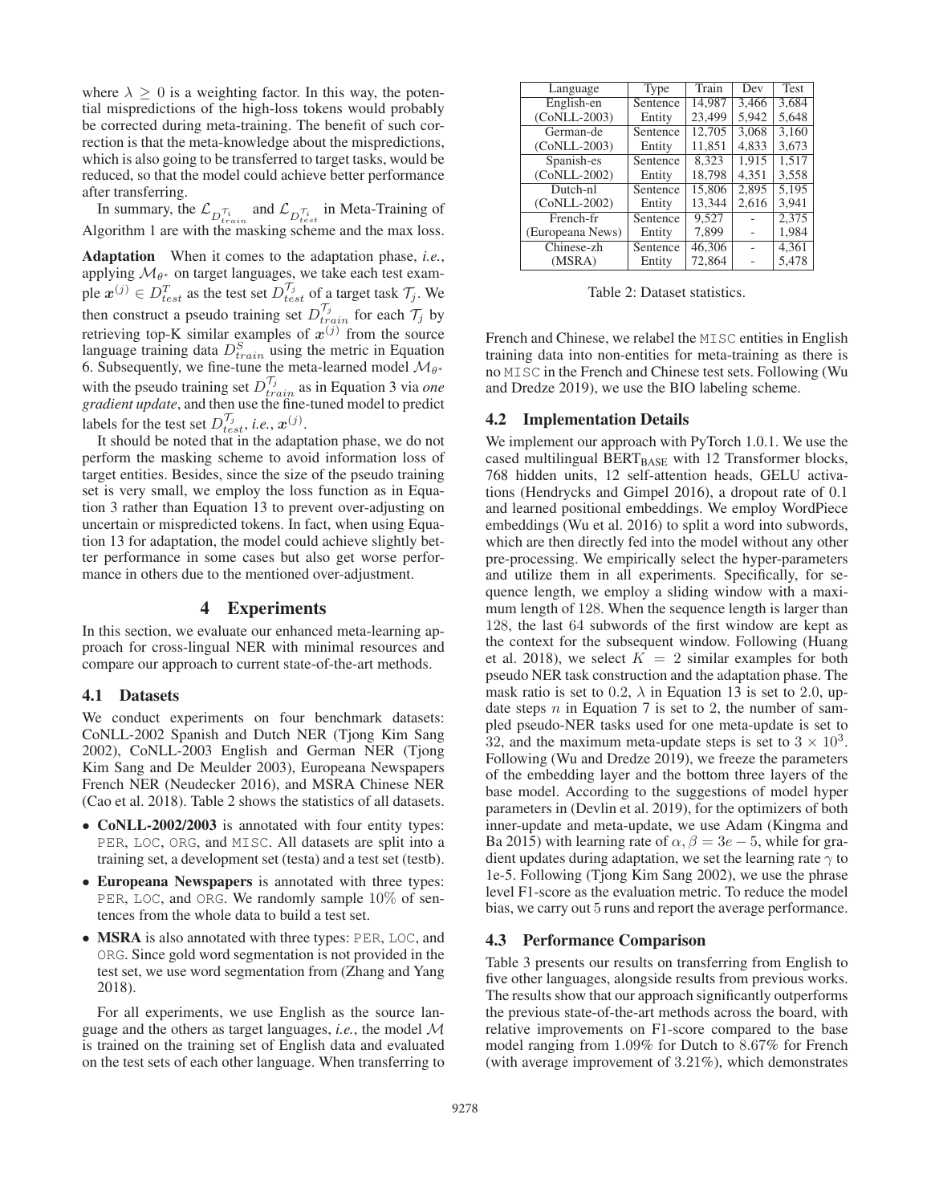where $\lambda \geq 0$ is a weighting factor. In this way, the potential mispredictions of the high-loss tokens would probably be corrected during meta-training. The benefit of such correction is that the meta-knowledge about the mispredictions, which is also going to be transferred to target tasks, would be reduced, so that the model could achieve better performance after transferring.

In summary, the $\mathcal{L}_{D^{\mathcal{T}_i}_{train}}$ and $\mathcal{L}_{D^{\mathcal{T}_i}_{test}}$ in Meta-Training of Algorithm 1 are with the masking scheme and the max loss.

**Adaptation** When it comes to the adaptation phase, *i.e.*, applying $\mathcal{M}_{\theta^*}$ on target languages, we take each test example $\boldsymbol{x}^{(j)} \in D^T_{test}$ as the test set $D^{\mathcal{T}_j}_{test}$ of a target task $\mathcal{T}_j$. We then construct a pseudo training set $D^{\mathcal{T}_j}_{train}$ for each $\mathcal{T}_j$ by retrieving top-K similar examples of $\boldsymbol{x}^{(j)}$ from the source language training data $D^S_{train}$ using the metric in Equation 6. Subsequently, we fine-tune the meta-learned model $\mathcal{M}_{\theta^*}$ with the pseudo training set $D^{\mathcal{T}_j}_{train}$ as in Equation 3 via *one gradient update*, and then use the fine-tuned model to predict labels for the test set $D^{\mathcal{T}_j}_{test}$, *i.e.*, $\boldsymbol{x}^{(j)}$.

It should be noted that in the adaptation phase, we do not perform the masking scheme to avoid information loss of target entities. Besides, since the size of the pseudo training set is very small, we employ the loss function as in Equation 3 rather than Equation 13 to prevent over-adjusting on uncertain or mispredicted tokens. In fact, when using Equation 13 for adaptation, the model could achieve slightly better performance in some cases but also get worse performance in others due to the mentioned over-adjustment.

## 4 Experiments

In this section, we evaluate our enhanced meta-learning approach for cross-lingual NER with minimal resources and compare our approach to current state-of-the-art methods.

### 4.1 Datasets

We conduct experiments on four benchmark datasets: CoNLL-2002 Spanish and Dutch NER (Tjong Kim Sang 2002), CoNLL-2003 English and German NER (Tjong Kim Sang and De Meulder 2003), Europeana Newspapers French NER (Neudecker 2016), and MSRA Chinese NER (Cao et al. 2018). Table 2 shows the statistics of all datasets.

- **CoNLL-2002/2003** is annotated with four entity types: PER, LOC, ORG, and MISC. All datasets are split into a training set, a development set (testa) and a test set (testb).
- **Europeana Newspapers** is annotated with three types: PER, LOC, and ORG. We randomly sample 10% of sentences from the whole data to build a test set.
- **MSRA** is also annotated with three types: PER, LOC, and ORG. Since gold word segmentation is not provided in the test set, we use word segmentation from (Zhang and Yang 2018).

For all experiments, we use English as the source language and the others as target languages, *i.e.*, the model $\mathcal{M}$ is trained on the training set of English data and evaluated on the test sets of each other language. When transferring to French and Chinese, we relabel the MISC entities in English training data into non-entities for meta-training as there is no MISC in the French and Chinese test sets. Following (Wu and Dredze 2019), we use the BIO labeling scheme.

| Language | Type | Train | Dev | Test |
|---|---|---|---|---|
| English-en | Sentence | 14,987 | 3,466 | 3,684 |
| (CoNLL-2003) | Entity | 23,499 | 5,942 | 5,648 |
| German-de | Sentence | 12,705 | 3,068 | 3,160 |
| (CoNLL-2003) | Entity | 11,851 | 4,833 | 3,673 |
| Spanish-es | Sentence | 8,323 | 1,915 | 1,517 |
| (CoNLL-2002) | Entity | 18,798 | 4,351 | 3,558 |
| Dutch-nl | Sentence | 15,806 | 2,895 | 5,195 |
| (CoNLL-2002) | Entity | 13,344 | 2,616 | 3,941 |
| French-fr | Sentence | 9,527 | - | 2,375 |
| (Europeana News) | Entity | 7,899 | - | 1,984 |
| Chinese-zh | Sentence | 46,306 | - | 4,361 |
| (MSRA) | Entity | 72,864 | - | 5,478 |

Table 2: Dataset statistics.

### 4.2 Implementation Details

We implement our approach with PyTorch 1.0.1. We use the cased multilingual BERT$_{\text{BASE}}$ with 12 Transformer blocks, 768 hidden units, 12 self-attention heads, GELU activations (Hendrycks and Gimpel 2016), a dropout rate of 0.1 and learned positional embeddings. We employ WordPiece embeddings (Wu et al. 2016) to split a word into subwords, which are then directly fed into the model without any other pre-processing. We empirically select the hyper-parameters and utilize them in all experiments. Specifically, for sequence length, we employ a sliding window with a maximum length of 128. When the sequence length is larger than 128, the last 64 subwords of the first window are kept as the context for the subsequent window. Following (Huang et al. 2018), we select $K = 2$ similar examples for both pseudo NER task construction and the adaptation phase. The mask ratio is set to 0.2, $\lambda$ in Equation 13 is set to 2.0, update steps $n$ in Equation 7 is set to 2, the number of sampled pseudo-NER tasks used for one meta-update is set to 32, and the maximum meta-update steps is set to $3 \times 10^3$. Following (Wu and Dredze 2019), we freeze the parameters of the embedding layer and the bottom three layers of the base model. According to the suggestions of model hyper parameters in (Devlin et al. 2019), for the optimizers of both inner-update and meta-update, we use Adam (Kingma and Ba 2015) with learning rate of $\alpha, \beta = 3e-5$, while for gradient updates during adaptation, we set the learning rate $\gamma$ to 1e-5. Following (Tjong Kim Sang 2002), we use the phrase level F1-score as the evaluation metric. To reduce the model bias, we carry out 5 runs and report the average performance.

### 4.3 Performance Comparison

Table 3 presents our results on transferring from English to five other languages, alongside results from previous works. The results show that our approach significantly outperforms the previous state-of-the-art methods across the board, with relative improvements on F1-score compared to the base model ranging from 1.09% for Dutch to 8.67% for French (with average improvement of 3.21%), which demonstrates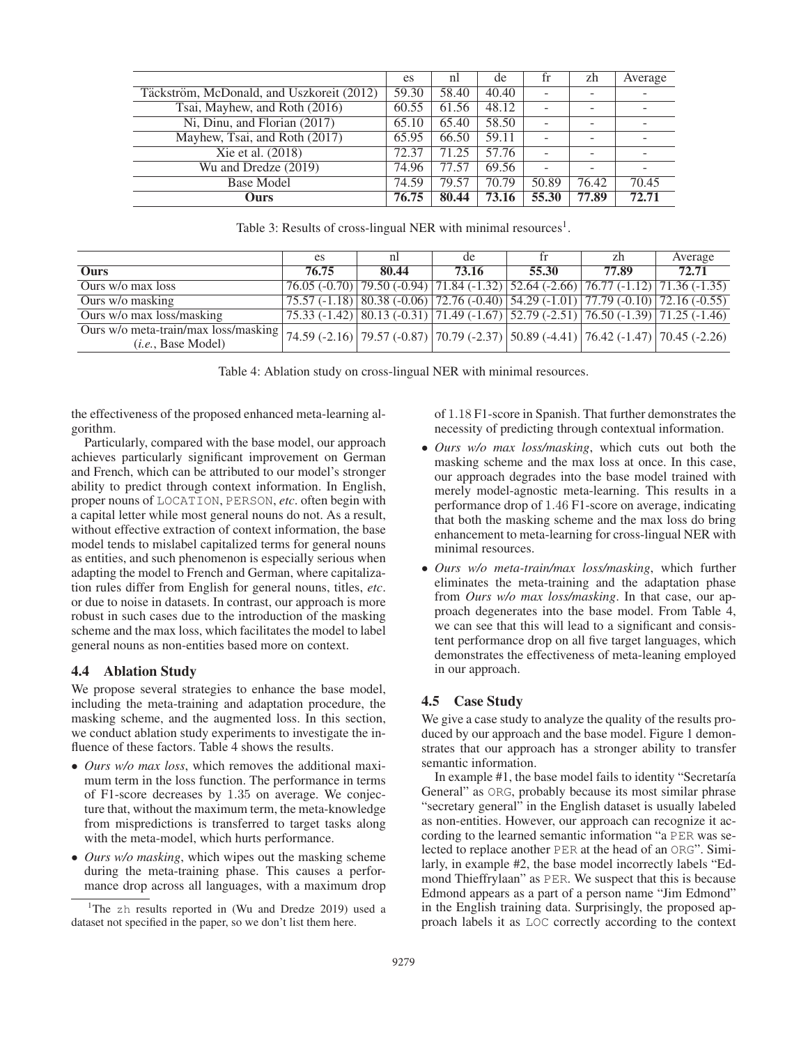| | es | nl | de | fr | zh | Average |
|---|---|---|---|---|---|---|
| Täckström, McDonald, and Uszkoreit (2012) | 59.30 | 58.40 | 40.40 | - | - | - |
| Tsai, Mayhew, and Roth (2016) | 60.55 | 61.56 | 48.12 | - | - | - |
| Ni, Dinu, and Florian (2017) | 65.10 | 65.40 | 58.50 | - | - | - |
| Mayhew, Tsai, and Roth (2017) | 65.95 | 66.50 | 59.11 | - | - | - |
| Xie et al. (2018) | 72.37 | 71.25 | 57.76 | - | - | - |
| Wu and Dredze (2019) | 74.96 | 77.57 | 69.56 | - | - | - |
| Base Model | 74.59 | 79.57 | 70.79 | 50.89 | 76.42 | 70.45 |
| **Ours** | **76.75** | **80.44** | **73.16** | **55.30** | **77.89** | **72.71** |

Table 3: Results of cross-lingual NER with minimal resources[1].

| | es | nl | de | fr | zh | Average |
|---|---|---|---|---|---|---|
| **Ours** | **76.75** | **80.44** | **73.16** | **55.30** | **77.89** | **72.71** |
| Ours w/o max loss | 76.05 (-0.70) | 79.50 (-0.94) | 71.84 (-1.32) | 52.64 (-2.66) | 76.77 (-1.12) | 71.36 (-1.35) |
| Ours w/o masking | 75.57 (-1.18) | 80.38 (-0.06) | 72.76 (-0.40) | 54.29 (-1.01) | 77.79 (-0.10) | 72.16 (-0.55) |
| Ours w/o max loss/masking | 75.33 (-1.42) | 80.13 (-0.31) | 71.49 (-1.67) | 52.79 (-2.51) | 76.50 (-1.39) | 71.25 (-1.46) |
| Ours w/o meta-train/max loss/masking (*i.e.*, Base Model) | 74.59 (-2.16) | 79.57 (-0.87) | 70.79 (-2.37) | 50.89 (-4.41) | 76.42 (-1.47) | 70.45 (-2.26) |

Table 4: Ablation study on cross-lingual NER with minimal resources.

the effectiveness of the proposed enhanced meta-learning algorithm.

Particularly, compared with the base model, our approach achieves particularly significant improvement on German and French, which can be attributed to our model's stronger ability to predict through context information. In English, proper nouns of LOCATION, PERSON, *etc.* often begin with a capital letter while most general nouns do not. As a result, without effective extraction of context information, the base model tends to mislabel capitalized terms for general nouns as entities, and such phenomenon is especially serious when adapting the model to French and German, where capitalization rules differ from English for general nouns, titles, *etc.* or due to noise in datasets. In contrast, our approach is more robust in such cases due to the introduction of the masking scheme and the max loss, which facilitates the model to label general nouns as non-entities based more on context.

## 4.4 Ablation Study

We propose several strategies to enhance the base model, including the meta-training and adaptation procedure, the masking scheme, and the augmented loss. In this section, we conduct ablation study experiments to investigate the influence of these factors. Table 4 shows the results.

- *Ours w/o max loss*, which removes the additional maximum term in the loss function. The performance in terms of F1-score decreases by 1.35 on average. We conjecture that, without the maximum term, the meta-knowledge from mispredictions is transferred to target tasks along with the meta-model, which hurts performance.
- *Ours w/o masking*, which wipes out the masking scheme during the meta-training phase. This causes a performance drop across all languages, with a maximum drop of 1.18 F1-score in Spanish. That further demonstrates the necessity of predicting through contextual information.
- *Ours w/o max loss/masking*, which cuts out both the masking scheme and the max loss at once. In this case, our approach degrades into the base model trained with merely model-agnostic meta-learning. This results in a performance drop of 1.46 F1-score on average, indicating that both the masking scheme and the max loss do bring enhancement to meta-learning for cross-lingual NER with minimal resources.
- *Ours w/o meta-train/max loss/masking*, which further eliminates the meta-training and the adaptation phase from *Ours w/o max loss/masking*. In that case, our approach degenerates into the base model. From Table 4, we can see that this will lead to a significant and consistent performance drop on all five target languages, which demonstrates the effectiveness of meta-leaning employed in our approach.

## 4.5 Case Study

We give a case study to analyze the quality of the results produced by our approach and the base model. Figure 1 demonstrates that our approach has a stronger ability to transfer semantic information.

In example #1, the base model fails to identity "Secretaría General" as ORG, probably because its most similar phrase "secretary general" in the English dataset is usually labeled as non-entities. However, our approach can recognize it according to the learned semantic information "a PER was selected to replace another PER at the head of an ORG". Similarly, in example #2, the base model incorrectly labels "Edmond Thieffrylaan" as PER. We suspect that this is because Edmond appears as a part of a person name "Jim Edmond" in the English training data. Surprisingly, the proposed approach labels it as LOC correctly according to the context

[1]The zh results reported in (Wu and Dredze 2019) used a dataset not specified in the paper, so we don't list them here.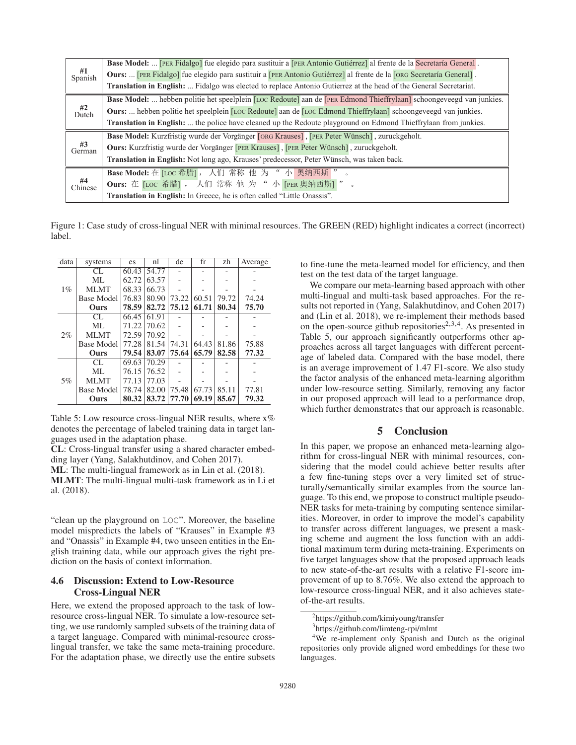| | |
|---|---|
| #1 Spanish | **Base Model:** ... [PER Fidalgo] fue elegido para sustituir a [PER Antonio Gutiérrez] al frente de la Secretaría General . |
| | **Ours:** ... [PER Fidalgo] fue elegido para sustituir a [PER Antonio Gutiérrez] al frente de la [ORG Secretaría General] . |
| | **Translation in English:** ... Fidalgo was elected to replace Antonio Gutierrez at the head of the General Secretariat. |
| #2 Dutch | **Base Model:** ... hebben politie het speelplein [LOC Redoute] aan de [PER Edmond Thieffrylaan] schoongeveegd van junkies. |
| | **Ours:** ... hebben politie het speelplein [LOC Redoute] aan de [LOC Edmond Thieffrylaan] schoongeveegd van junkies. |
| | **Translation in English:** ... the police have cleaned up the Redoute playground on Edmond Thieffrylaan from junkies. |
| #3 German | **Base Model:** Kurzfristig wurde der Vorgänger [ORG Krauses] , [PER Peter Wünsch] , zuruckgeholt. |
| | **Ours:** Kurzfristig wurde der Vorgänger [PER Krauses] , [PER Peter Wünsch] , zuruckgeholt. |
| | **Translation in English:** Not long ago, Krauses' predecessor, Peter Wünsch, was taken back. |
| #4 Chinese | **Base Model:** 在 [LOC 希腊] ， 人们 常称 他 为 " 小 奥纳西斯 " 。 |
| | **Ours:** 在 [LOC 希腊] ， 人们 常称 他 为 " 小 [PER 奥纳西斯] " 。 |
| | **Translation in English:** In Greece, he is often called "Little Onassis". |

Figure 1: Case study of cross-lingual NER with minimal resources. The GREEN (RED) highlight indicates a correct (incorrect) label.

| data | systems | es | nl | de | fr | zh | Average |
|---|---|---|---|---|---|---|---|
| 1% | CL | 60.43 | 54.77 | - | - | - | - |
| | ML | 62.72 | 63.57 | - | - | - | - |
| | MLMT | 68.33 | 66.73 | - | - | - | - |
| | Base Model | 76.83 | 80.90 | 73.22 | 60.51 | 79.72 | 74.24 |
| | **Ours** | **78.59** | **82.72** | **75.12** | **61.71** | **80.34** | **75.70** |
| 2% | CL | 66.45 | 61.91 | - | - | - | - |
| | ML | 71.22 | 70.62 | - | - | - | - |
| | MLMT | 72.59 | 70.92 | - | - | - | - |
| | Base Model | 77.28 | 81.54 | 74.31 | 64.43 | 81.86 | 75.88 |
| | **Ours** | **79.54** | **83.07** | **75.64** | **65.79** | **82.58** | **77.32** |
| 5% | CL | 69.63 | 70.29 | - | - | - | - |
| | ML | 76.15 | 76.52 | - | - | - | - |
| | MLMT | 77.13 | 77.03 | - | - | - | - |
| | Base Model | 78.74 | 82.00 | 75.48 | 67.73 | 85.11 | 77.81 |
| | **Ours** | **80.32** | **83.72** | **77.70** | **69.19** | **85.67** | **79.32** |

Table 5: Low resource cross-lingual NER results, where x% denotes the percentage of labeled training data in target languages used in the adaptation phase.
**CL**: Cross-lingual transfer using a shared character embedding layer (Yang, Salakhutdinov, and Cohen 2017).
**ML**: The multi-lingual framework as in Lin et al. (2018).
**MLMT**: The multi-lingual multi-task framework as in Li et al. (2018).

"clean up the playground on LOC". Moreover, the baseline model mispredicts the labels of "Krauses" in Example #3 and "Onassis" in Example #4, two unseen entities in the English training data, while our approach gives the right prediction on the basis of context information.

### 4.6 Discussion: Extend to Low-Resource Cross-Lingual NER

Here, we extend the proposed approach to the task of low-resource cross-lingual NER. To simulate a low-resource setting, we use randomly sampled subsets of the training data of a target language. Compared with minimal-resource cross-lingual transfer, we take the same meta-training procedure. For the adaptation phase, we directly use the entire subsets to fine-tune the meta-learned model for efficiency, and then test on the test data of the target language.

We compare our meta-learning based approach with other multi-lingual and multi-task based approaches. For the results not reported in (Yang, Salakhutdinov, and Cohen 2017) and (Lin et al. 2018), we re-implement their methods based on the open-source github repositories[2,3,4]. As presented in Table 5, our approach significantly outperforms other approaches across all target languages with different percentage of labeled data. Compared with the base model, there is an average improvement of 1.47 F1-score. We also study the factor analysis of the enhanced meta-learning algorithm under low-resource setting. Similarly, removing any factor in our proposed approach will lead to a performance drop, which further demonstrates that our approach is reasonable.

## 5 Conclusion

In this paper, we propose an enhanced meta-learning algorithm for cross-lingual NER with minimal resources, considering that the model could achieve better results after a few fine-tuning steps over a very limited set of structurally/semantically similar examples from the source language. To this end, we propose to construct multiple pseudo-NER tasks for meta-training by computing sentence similarities. Moreover, in order to improve the model's capability to transfer across different languages, we present a masking scheme and augment the loss function with an additional maximum term during meta-training. Experiments on five target languages show that the proposed approach leads to new state-of-the-art results with a relative F1-score improvement of up to 8.76%. We also extend the approach to low-resource cross-lingual NER, and it also achieves state-of-the-art results.

[2] https://github.com/kimiyoung/transfer

[3] https://github.com/limteng-rpi/mlmt

[4] We re-implement only Spanish and Dutch as the original repositories only provide aligned word embeddings for these two languages.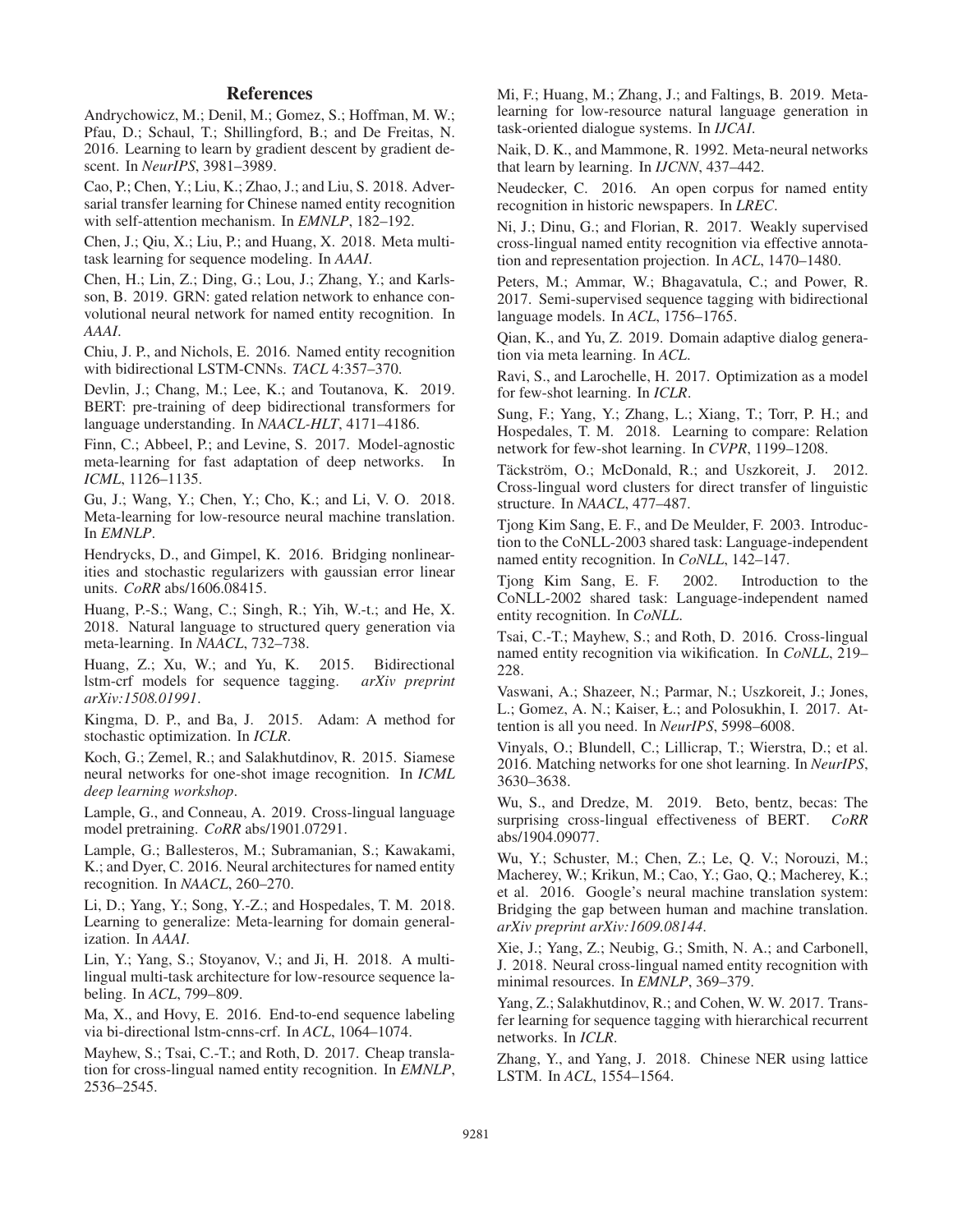## References

Andrychowicz, M.; Denil, M.; Gomez, S.; Hoffman, M. W.; Pfau, D.; Schaul, T.; Shillingford, B.; and De Freitas, N. 2016. Learning to learn by gradient descent by gradient descent. In *NeurIPS*, 3981–3989.

Cao, P.; Chen, Y.; Liu, K.; Zhao, J.; and Liu, S. 2018. Adversarial transfer learning for Chinese named entity recognition with self-attention mechanism. In *EMNLP*, 182–192.

Chen, J.; Qiu, X.; Liu, P.; and Huang, X. 2018. Meta multi-task learning for sequence modeling. In *AAAI*.

Chen, H.; Lin, Z.; Ding, G.; Lou, J.; Zhang, Y.; and Karlsson, B. 2019. GRN: gated relation network to enhance convolutional neural network for named entity recognition. In *AAAI*.

Chiu, J. P., and Nichols, E. 2016. Named entity recognition with bidirectional LSTM-CNNs. *TACL* 4:357–370.

Devlin, J.; Chang, M.; Lee, K.; and Toutanova, K. 2019. BERT: pre-training of deep bidirectional transformers for language understanding. In *NAACL-HLT*, 4171–4186.

Finn, C.; Abbeel, P.; and Levine, S. 2017. Model-agnostic meta-learning for fast adaptation of deep networks. In *ICML*, 1126–1135.

Gu, J.; Wang, Y.; Chen, Y.; Cho, K.; and Li, V. O. 2018. Meta-learning for low-resource neural machine translation. In *EMNLP*.

Hendrycks, D., and Gimpel, K. 2016. Bridging nonlinearities and stochastic regularizers with gaussian error linear units. *CoRR* abs/1606.08415.

Huang, P.-S.; Wang, C.; Singh, R.; Yih, W.-t.; and He, X. 2018. Natural language to structured query generation via meta-learning. In *NAACL*, 732–738.

Huang, Z.; Xu, W.; and Yu, K. 2015. Bidirectional lstm-crf models for sequence tagging. *arXiv preprint arXiv:1508.01991*.

Kingma, D. P., and Ba, J. 2015. Adam: A method for stochastic optimization. In *ICLR*.

Koch, G.; Zemel, R.; and Salakhutdinov, R. 2015. Siamese neural networks for one-shot image recognition. In *ICML deep learning workshop*.

Lample, G., and Conneau, A. 2019. Cross-lingual language model pretraining. *CoRR* abs/1901.07291.

Lample, G.; Ballesteros, M.; Subramanian, S.; Kawakami, K.; and Dyer, C. 2016. Neural architectures for named entity recognition. In *NAACL*, 260–270.

Li, D.; Yang, Y.; Song, Y.-Z.; and Hospedales, T. M. 2018. Learning to generalize: Meta-learning for domain generalization. In *AAAI*.

Lin, Y.; Yang, S.; Stoyanov, V.; and Ji, H. 2018. A multi-lingual multi-task architecture for low-resource sequence labeling. In *ACL*, 799–809.

Ma, X., and Hovy, E. 2016. End-to-end sequence labeling via bi-directional lstm-cnns-crf. In *ACL*, 1064–1074.

Mayhew, S.; Tsai, C.-T.; and Roth, D. 2017. Cheap translation for cross-lingual named entity recognition. In *EMNLP*, 2536–2545.

Mi, F.; Huang, M.; Zhang, J.; and Faltings, B. 2019. Meta-learning for low-resource natural language generation in task-oriented dialogue systems. In *IJCAI*.

Naik, D. K., and Mammone, R. 1992. Meta-neural networks that learn by learning. In *IJCNN*, 437–442.

Neudecker, C. 2016. An open corpus for named entity recognition in historic newspapers. In *LREC*.

Ni, J.; Dinu, G.; and Florian, R. 2017. Weakly supervised cross-lingual named entity recognition via effective annotation and representation projection. In *ACL*, 1470–1480.

Peters, M.; Ammar, W.; Bhagavatula, C.; and Power, R. 2017. Semi-supervised sequence tagging with bidirectional language models. In *ACL*, 1756–1765.

Qian, K., and Yu, Z. 2019. Domain adaptive dialog generation via meta learning. In *ACL*.

Ravi, S., and Larochelle, H. 2017. Optimization as a model for few-shot learning. In *ICLR*.

Sung, F.; Yang, Y.; Zhang, L.; Xiang, T.; Torr, P. H.; and Hospedales, T. M. 2018. Learning to compare: Relation network for few-shot learning. In *CVPR*, 1199–1208.

Täckström, O.; McDonald, R.; and Uszkoreit, J. 2012. Cross-lingual word clusters for direct transfer of linguistic structure. In *NAACL*, 477–487.

Tjong Kim Sang, E. F., and De Meulder, F. 2003. Introduction to the CoNLL-2003 shared task: Language-independent named entity recognition. In *CoNLL*, 142–147.

Tjong Kim Sang, E. F. 2002. Introduction to the CoNLL-2002 shared task: Language-independent named entity recognition. In *CoNLL*.

Tsai, C.-T.; Mayhew, S.; and Roth, D. 2016. Cross-lingual named entity recognition via wikification. In *CoNLL*, 219–228.

Vaswani, A.; Shazeer, N.; Parmar, N.; Uszkoreit, J.; Jones, L.; Gomez, A. N.; Kaiser, Ł.; and Polosukhin, I. 2017. Attention is all you need. In *NeurIPS*, 5998–6008.

Vinyals, O.; Blundell, C.; Lillicrap, T.; Wierstra, D.; et al. 2016. Matching networks for one shot learning. In *NeurIPS*, 3630–3638.

Wu, S., and Dredze, M. 2019. Beto, bentz, becas: The surprising cross-lingual effectiveness of BERT. *CoRR* abs/1904.09077.

Wu, Y.; Schuster, M.; Chen, Z.; Le, Q. V.; Norouzi, M.; Macherey, W.; Krikun, M.; Cao, Y.; Gao, Q.; Macherey, K.; et al. 2016. Google's neural machine translation system: Bridging the gap between human and machine translation. *arXiv preprint arXiv:1609.08144*.

Xie, J.; Yang, Z.; Neubig, G.; Smith, N. A.; and Carbonell, J. 2018. Neural cross-lingual named entity recognition with minimal resources. In *EMNLP*, 369–379.

Yang, Z.; Salakhutdinov, R.; and Cohen, W. W. 2017. Transfer learning for sequence tagging with hierarchical recurrent networks. In *ICLR*.

Zhang, Y., and Yang, J. 2018. Chinese NER using lattice LSTM. In *ACL*, 1554–1564.